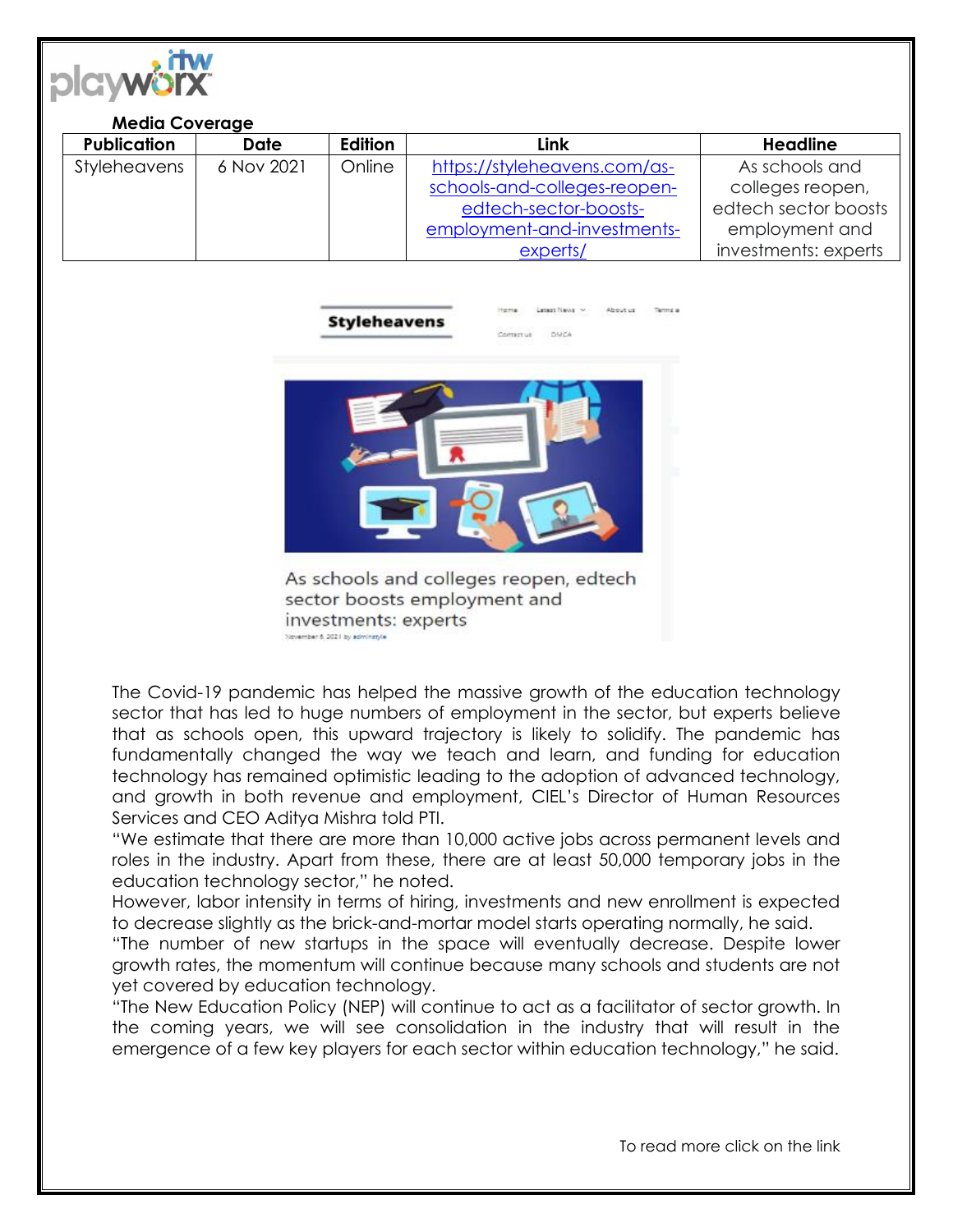**Media Coverage**

| Publication | Date | Edition | Link | Headline |
|---|---|---|---|---|
| Styleheavens | 6 Nov 2021 | Online | https://styleheavens.com/as-schools-and-colleges-reopen-edtech-sector-boosts-employment-and-investments-experts/ | As schools and colleges reopen, edtech sector boosts employment and investments: experts |

Styleheavens

As schools and colleges reopen, edtech sector boosts employment and investments: experts

November 6, 2021 by adminstyle

The Covid-19 pandemic has helped the massive growth of the education technology sector that has led to huge numbers of employment in the sector, but experts believe that as schools open, this upward trajectory is likely to solidify. The pandemic has fundamentally changed the way we teach and learn, and funding for education technology has remained optimistic leading to the adoption of advanced technology, and growth in both revenue and employment, CIEL's Director of Human Resources Services and CEO Aditya Mishra told PTI.

"We estimate that there are more than 10,000 active jobs across permanent levels and roles in the industry. Apart from these, there are at least 50,000 temporary jobs in the education technology sector," he noted.

However, labor intensity in terms of hiring, investments and new enrollment is expected to decrease slightly as the brick-and-mortar model starts operating normally, he said.

"The number of new startups in the space will eventually decrease. Despite lower growth rates, the momentum will continue because many schools and students are not yet covered by education technology.

"The New Education Policy (NEP) will continue to act as a facilitator of sector growth. In the coming years, we will see consolidation in the industry that will result in the emergence of a few key players for each sector within education technology," he said.

To read more click on the link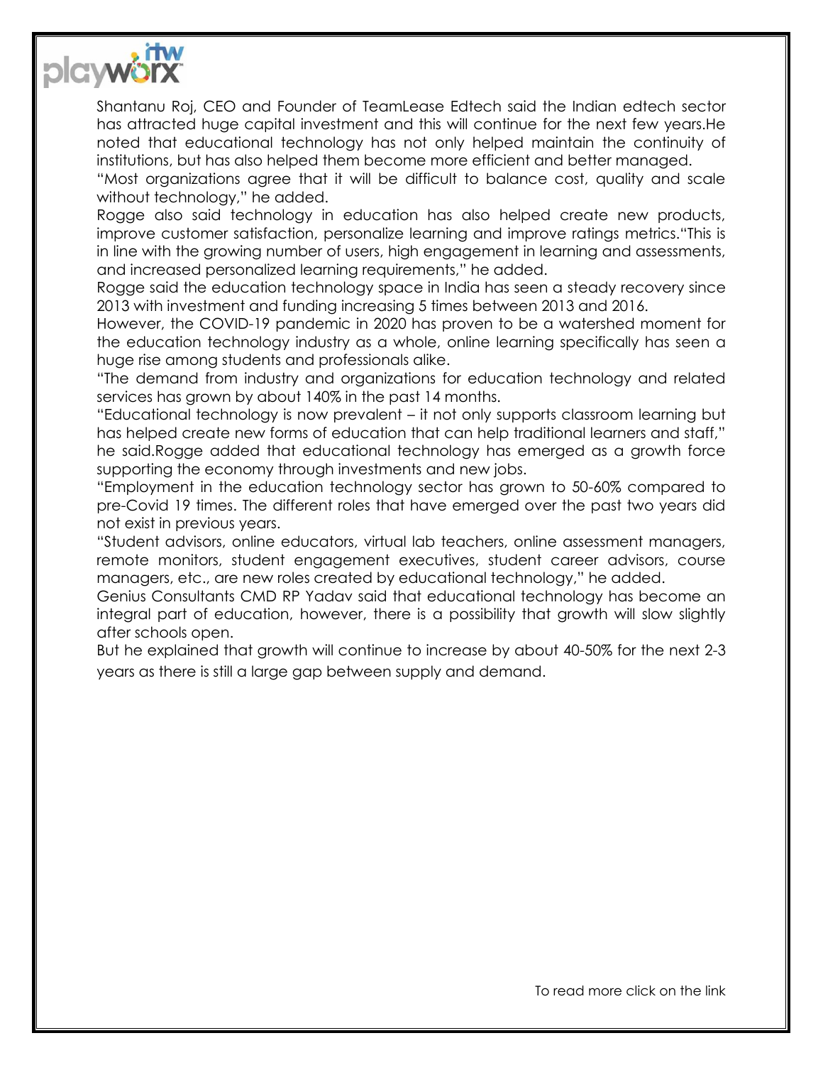Shantanu Roj, CEO and Founder of TeamLease Edtech said the Indian edtech sector has attracted huge capital investment and this will continue for the next few years.He noted that educational technology has not only helped maintain the continuity of institutions, but has also helped them become more efficient and better managed.

"Most organizations agree that it will be difficult to balance cost, quality and scale without technology," he added.

Rogge also said technology in education has also helped create new products, improve customer satisfaction, personalize learning and improve ratings metrics."This is in line with the growing number of users, high engagement in learning and assessments, and increased personalized learning requirements," he added.

Rogge said the education technology space in India has seen a steady recovery since 2013 with investment and funding increasing 5 times between 2013 and 2016.

However, the COVID-19 pandemic in 2020 has proven to be a watershed moment for the education technology industry as a whole, online learning specifically has seen a huge rise among students and professionals alike.

"The demand from industry and organizations for education technology and related services has grown by about 140% in the past 14 months.

"Educational technology is now prevalent – it not only supports classroom learning but has helped create new forms of education that can help traditional learners and staff," he said.Rogge added that educational technology has emerged as a growth force supporting the economy through investments and new jobs.

"Employment in the education technology sector has grown to 50-60% compared to pre-Covid 19 times. The different roles that have emerged over the past two years did not exist in previous years.

"Student advisors, online educators, virtual lab teachers, online assessment managers, remote monitors, student engagement executives, student career advisors, course managers, etc., are new roles created by educational technology," he added.

Genius Consultants CMD RP Yadav said that educational technology has become an integral part of education, however, there is a possibility that growth will slow slightly after schools open.

But he explained that growth will continue to increase by about 40-50% for the next 2-3 years as there is still a large gap between supply and demand.

To read more click on the link